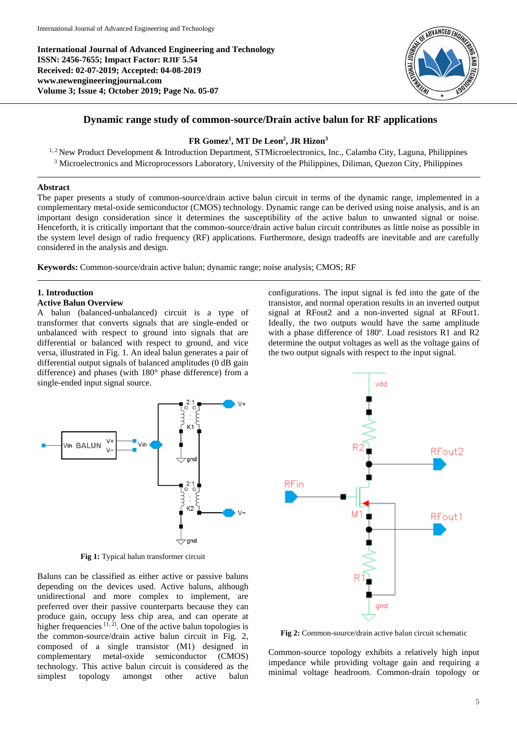International Journal of Advanced Engineering and Technology
ISSN: 2456-7655; Impact Factor: RJIF 5.54
Received: 02-07-2019; Accepted: 04-08-2019
www.newengineeringjournal.com
Volume 3; Issue 4; October 2019; Page No. 05-07

# Dynamic range study of common-source/Drain active balun for RF applications

**FR Gomez[1], MT De Leon[2], JR Hizon[3]**

[1, 2] New Product Development & Introduction Department, STMicroelectronics, Inc., Calamba City, Laguna, Philippines
[3] Microelectronics and Microprocessors Laboratory, University of the Philippines, Diliman, Quezon City, Philippines

## Abstract

The paper presents a study of common-source/drain active balun circuit in terms of the dynamic range, implemented in a complementary metal-oxide semiconductor (CMOS) technology. Dynamic range can be derived using noise analysis, and is an important design consideration since it determines the susceptibility of the active balun to unwanted signal or noise. Henceforth, it is critically important that the common-source/drain active balun circuit contributes as little noise as possible in the system level design of radio frequency (RF) applications. Furthermore, design tradeoffs are inevitable and are carefully considered in the analysis and design.

**Keywords:** Common-source/drain active balun; dynamic range; noise analysis; CMOS; RF

## 1. Introduction

### Active Balun Overview

A balun (balanced-unbalanced) circuit is a type of transformer that converts signals that are single-ended or unbalanced with respect to ground into signals that are differential or balanced with respect to ground, and vice versa, illustrated in Fig. 1. An ideal balun generates a pair of differential output signals of balanced amplitudes (0 dB gain difference) and phases (with 180° phase difference) from a single-ended input signal source.

**Fig 1:** Typical balun transformer circuit

Baluns can be classified as either active or passive baluns depending on the devices used. Active baluns, although unidirectional and more complex to implement, are preferred over their passive counterparts because they can produce gain, occupy less chip area, and can operate at higher frequencies [1, 2]. One of the active balun topologies is the common-source/drain active balun circuit in Fig. 2, composed of a single transistor (M1) designed in complementary metal-oxide semiconductor (CMOS) technology. This active balun circuit is considered as the simplest topology amongst other active balun configurations. The input signal is fed into the gate of the transistor, and normal operation results in an inverted output signal at RFout2 and a non-inverted signal at RFout1. Ideally, the two outputs would have the same amplitude with a phase difference of 180º. Load resistors R1 and R2 determine the output voltages as well as the voltage gains of the two output signals with respect to the input signal.

**Fig 2:** Common-source/drain active balun circuit schematic

Common-source topology exhibits a relatively high input impedance while providing voltage gain and requiring a minimal voltage headroom. Common-drain topology or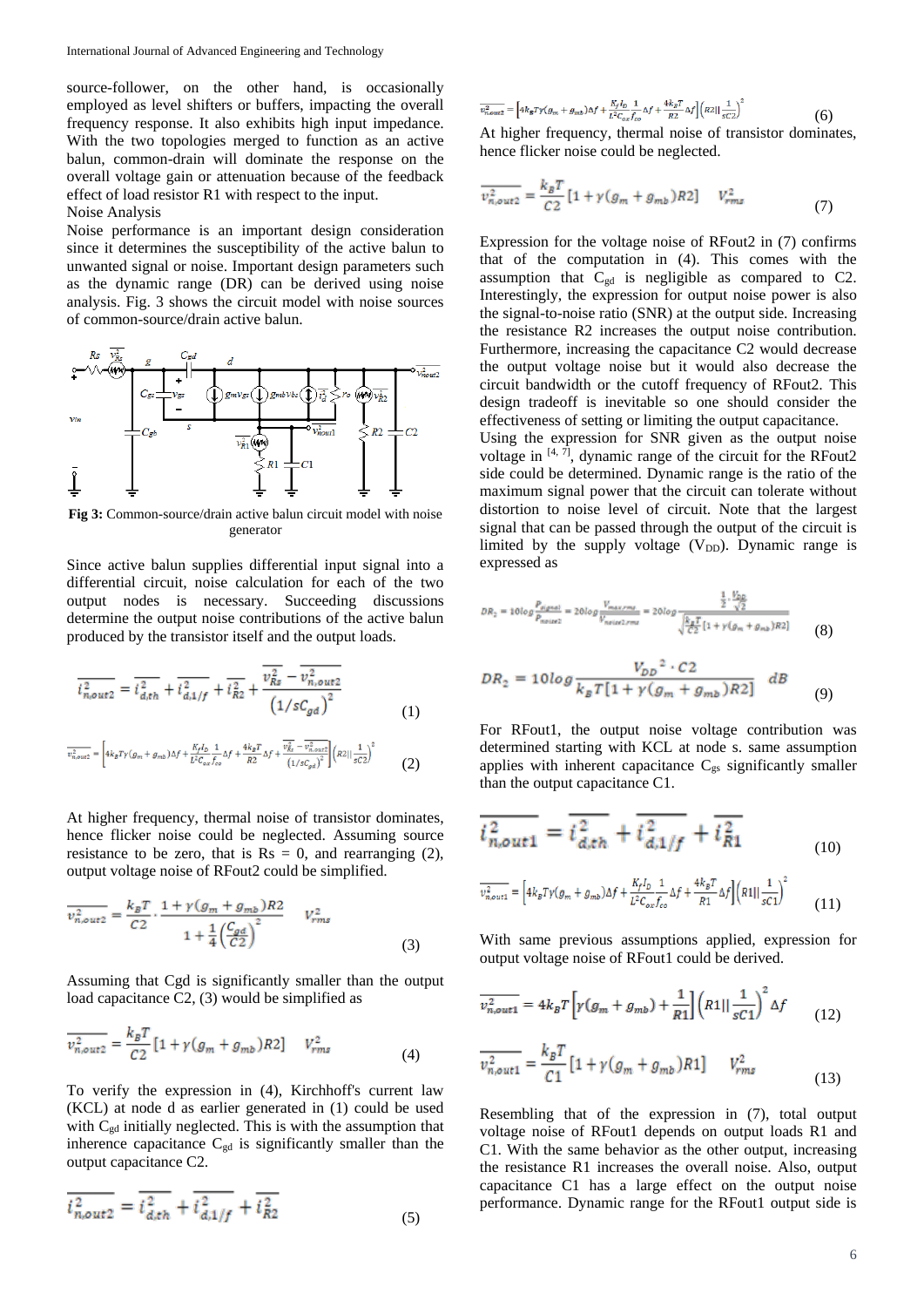source-follower, on the other hand, is occasionally employed as level shifters or buffers, impacting the overall frequency response. It also exhibits high input impedance. With the two topologies merged to function as an active balun, common-drain will dominate the response on the overall voltage gain or attenuation because of the feedback effect of load resistor R1 with respect to the input.

Noise Analysis

Noise performance is an important design consideration since it determines the susceptibility of the active balun to unwanted signal or noise. Important design parameters such as the dynamic range (DR) can be derived using noise analysis. Fig. 3 shows the circuit model with noise sources of common-source/drain active balun.

**Fig 3:** Common-source/drain active balun circuit model with noise generator

Since active balun supplies differential input signal into a differential circuit, noise calculation for each of the two output nodes is necessary. Succeeding discussions determine the output noise contributions of the active balun produced by the transistor itself and the output loads.

$$\overline{i_{nout2}^2} = \overline{i_{d,th}^2} + \overline{i_{d,1/f}^2} + \overline{i_{R2}^2} + \frac{\overline{v_{Rs}^2} - \overline{v_{n,out2}^2}}{(1/sC_{gd})^2} \tag{1}$$

$$\overline{v_{n,out2}^2} = \left[4k_BT\gamma(g_m+g_{mb})\Delta f + \frac{K_f I_D}{L^2 C_{ox} f_{co}}\frac{1}{}\Delta f + \frac{4k_BT}{R2}\Delta f + \frac{\overline{v_{Rs}^2} - \overline{v_{n,out2}^2}}{(1/sC_{gd})^2}\right]\left(R2 \| \frac{1}{sC2}\right)^2 \tag{2}$$

At higher frequency, thermal noise of transistor dominates, hence flicker noise could be neglected. Assuming source resistance to be zero, that is Rs = 0, and rearranging (2), output voltage noise of RFout2 could be simplified.

$$\overline{v_{n,out2}^2} = \frac{k_BT}{C2} \cdot \frac{1 + \gamma(g_m+g_{mb})R2}{1 + \frac{1}{4}\left(\frac{C_{gd}}{C2}\right)^2} \quad V_{rms}^2 \tag{3}$$

Assuming that Cgd is significantly smaller than the output load capacitance C2, (3) would be simplified as

$$\overline{v_{n,out2}^2} = \frac{k_BT}{C2}\left[1 + \gamma(g_m+g_{mb})R2\right] \quad V_{rms}^2 \tag{4}$$

To verify the expression in (4), Kirchhoff's current law (KCL) at node d as earlier generated in (1) could be used with $C_{gd}$ initially neglected. This is with the assumption that inherence capacitance $C_{gd}$ is significantly smaller than the output capacitance C2.

$$\overline{i_{nout2}^2} = \overline{i_{d,th}^2} + \overline{i_{d,1/f}^2} + \overline{i_{R2}^2} \tag{5}$$

$$\overline{v_{n,out2}^2} = \left[4k_BT\gamma(g_m+g_{mb})\Delta f + \frac{K_f I_D}{L^2 C_{ox} f_{co}}\frac{1}{}\Delta f + \frac{4k_BT}{R2}\Delta f\right]\left(R2 \| \frac{1}{sC2}\right)^2 \tag{6}$$

At higher frequency, thermal noise of transistor dominates, hence flicker noise could be neglected.

$$\overline{v_{n,out2}^2} = \frac{k_BT}{C2}\left[1 + \gamma(g_m+g_{mb})R2\right] \quad V_{rms}^2 \tag{7}$$

Expression for the voltage noise of RFout2 in (7) confirms that of the computation in (4). This comes with the assumption that $C_{gd}$ is negligible as compared to C2. Interestingly, the expression for output noise power is also the signal-to-noise ratio (SNR) at the output side. Increasing the resistance R2 increases the output noise contribution. Furthermore, increasing the capacitance C2 would decrease the output voltage noise but it would also decrease the circuit bandwidth or the cutoff frequency of RFout2. This design tradeoff is inevitable so one should consider the effectiveness of setting or limiting the output capacitance.

Using the expression for SNR given as the output noise voltage in [4, 7], dynamic range of the circuit for the RFout2 side could be determined. Dynamic range is the ratio of the maximum signal power that the circuit can tolerate without distortion to noise level of circuit. Note that the largest signal that can be passed through the output of the circuit is limited by the supply voltage ($V_{DD}$). Dynamic range is expressed as

$$DR_2 = 10\log\frac{P_{signal}}{P_{noise2}} = 20\log\frac{V_{max,rms}}{V_{noise2,rms}} = 20\log\frac{\frac{1}{2}\cdot\frac{V_{DD}}{\sqrt{2}}}{\sqrt{\frac{k_BT}{C2}\left[1+\gamma(g_m+g_{mb})R2\right]}} \tag{8}$$

$$DR_2 = 10\log\frac{V_{DD}{}^2 \cdot C2}{k_BT\left[1+\gamma(g_m+g_{mb})R2\right]} \quad dB \tag{9}$$

For RFout1, the output noise voltage contribution was determined starting with KCL at node s. same assumption applies with inherent capacitance $C_{gs}$ significantly smaller than the output capacitance C1.

$$\overline{i_{n,out1}^2} = \overline{i_{d,th}^2} + \overline{i_{d,1/f}^2} + \overline{i_{R1}^2} \tag{10}$$

$$\overline{v_{n,out1}^2} = \left[4k_BT\gamma(g_m+g_{mb})\Delta f + \frac{K_f I_D}{L^2 C_{ox} f_{co}}\frac{1}{}\Delta f + \frac{4k_BT}{R1}\Delta f\right]\left(R1 \| \frac{1}{sC1}\right)^2 \tag{11}$$

With same previous assumptions applied, expression for output voltage noise of RFout1 could be derived.

$$\overline{v_{n,out1}^2} = 4k_BT\left[\gamma(g_m+g_{mb}) + \frac{1}{R1}\right]\left(R1 \| \frac{1}{sC1}\right)^2 \Delta f \tag{12}$$

$$\overline{v_{n,out1}^2} = \frac{k_BT}{C1}\left[1 + \gamma(g_m+g_{mb})R1\right] \quad V_{rms}^2 \tag{13}$$

Resembling that of the expression in (7), total output voltage noise of RFout1 depends on output loads R1 and C1. With the same behavior as the other output, increasing the resistance R1 increases the overall noise. Also, output capacitance C1 has a large effect on the output noise performance. Dynamic range for the RFout1 output side is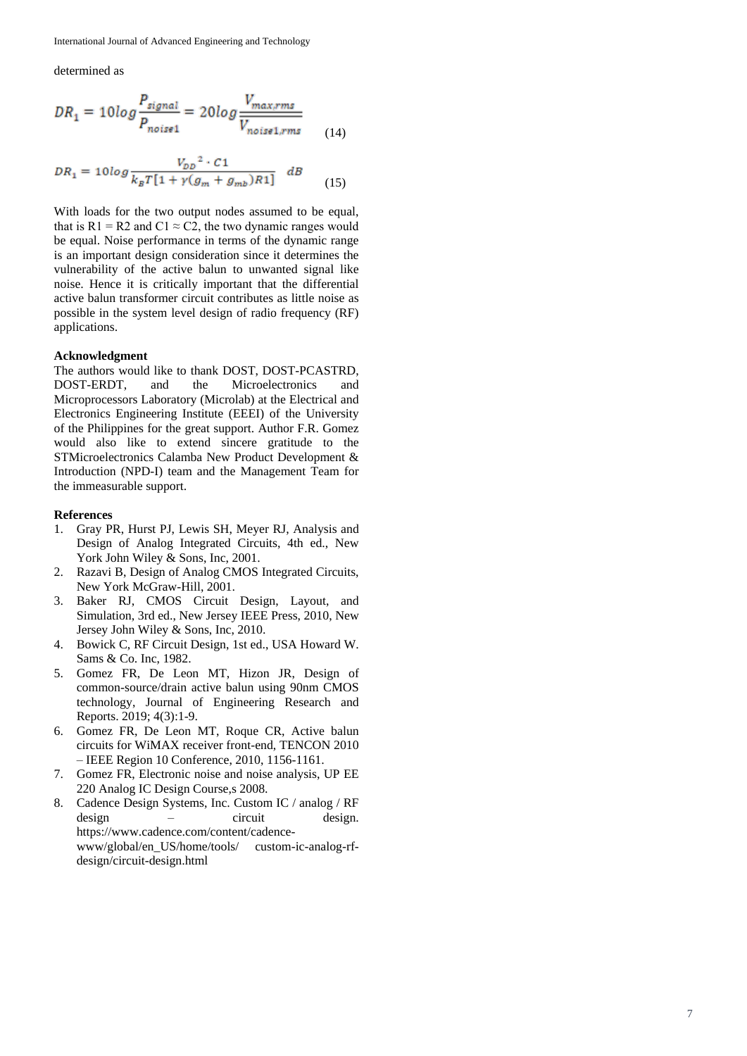determined as

$$DR_1 = 10log\frac{P_{signal}}{P_{noise1}} = 20log\frac{V_{max,rms}}{V_{noise1,rms}} \quad (14)$$

$$DR_1 = 10log\frac{{V_{DD}}^2 \cdot C1}{k_B T[1 + \gamma(g_m + g_{mb})R1]} \quad dB \quad (15)$$

With loads for the two output nodes assumed to be equal, that is R1 = R2 and C1 ≈ C2, the two dynamic ranges would be equal. Noise performance in terms of the dynamic range is an important design consideration since it determines the vulnerability of the active balun to unwanted signal like noise. Hence it is critically important that the differential active balun transformer circuit contributes as little noise as possible in the system level design of radio frequency (RF) applications.

## Acknowledgment

The authors would like to thank DOST, DOST-PCASTRD, DOST-ERDT, and the Microelectronics and Microprocessors Laboratory (Microlab) at the Electrical and Electronics Engineering Institute (EEEI) of the University of the Philippines for the great support. Author F.R. Gomez would also like to extend sincere gratitude to the STMicroelectronics Calamba New Product Development & Introduction (NPD-I) team and the Management Team for the immeasurable support.

## References

1. Gray PR, Hurst PJ, Lewis SH, Meyer RJ, Analysis and Design of Analog Integrated Circuits, 4th ed., New York John Wiley & Sons, Inc, 2001.
2. Razavi B, Design of Analog CMOS Integrated Circuits, New York McGraw-Hill, 2001.
3. Baker RJ, CMOS Circuit Design, Layout, and Simulation, 3rd ed., New Jersey IEEE Press, 2010, New Jersey John Wiley & Sons, Inc, 2010.
4. Bowick C, RF Circuit Design, 1st ed., USA Howard W. Sams & Co. Inc, 1982.
5. Gomez FR, De Leon MT, Hizon JR, Design of common-source/drain active balun using 90nm CMOS technology, Journal of Engineering Research and Reports. 2019; 4(3):1-9.
6. Gomez FR, De Leon MT, Roque CR, Active balun circuits for WiMAX receiver front-end, TENCON 2010 – IEEE Region 10 Conference, 2010, 1156-1161.
7. Gomez FR, Electronic noise and noise analysis, UP EE 220 Analog IC Design Course,s 2008.
8. Cadence Design Systems, Inc. Custom IC / analog / RF design – circuit design. https://www.cadence.com/content/cadence-www/global/en_US/home/tools/ custom-ic-analog-rf-design/circuit-design.html